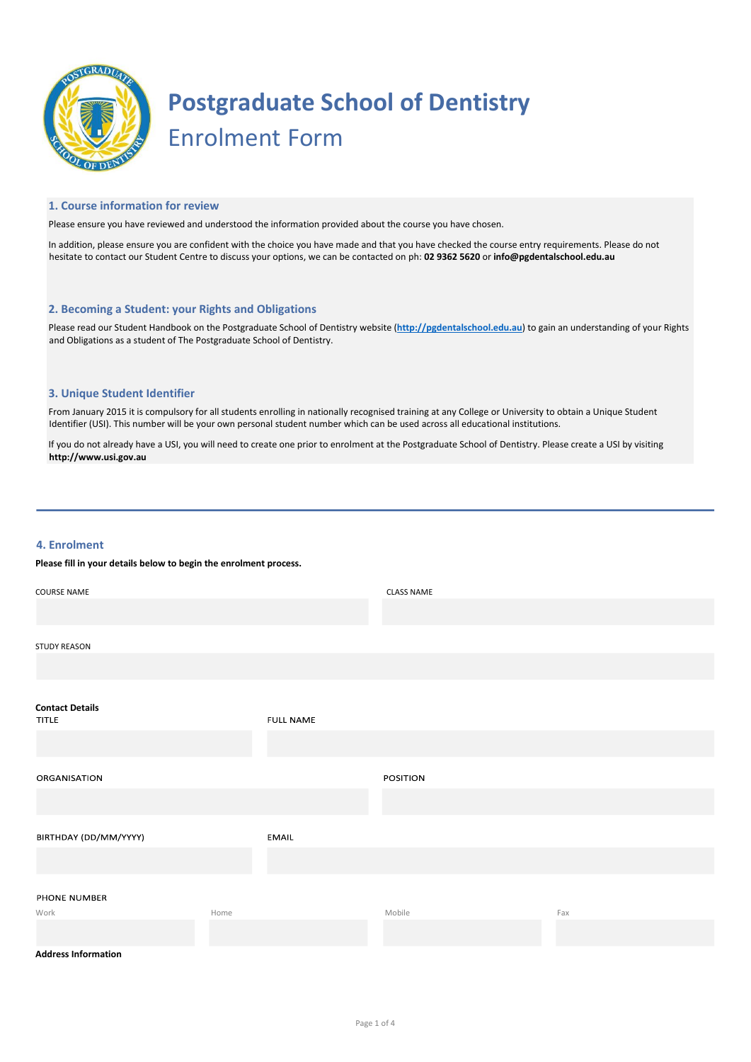# Postgraduate School of Dentistry

## Enrolment Form

### 1. Course information for review

Please ensure you have reviewed and understood the information provided about the course you have chosen.

In addition, please ensure you are confident with the choice you have made and that you have checked the course entry requirements. Please do not hesitate to contact our Student Centre to discuss your options, we can be contacted on ph: **02 9362 5620** or **info@pgdentalschool.edu.au**

### 2. Becoming a Student: your Rights and Obligations

Please read our Student Handbook on the Postgraduate School of Dentistry website (**http://pgdentalschool.edu.au**) to gain an understanding of your Rights and Obligations as a student of The Postgraduate School of Dentistry.

### 3. Unique Student Identifier

From January 2015 it is compulsory for all students enrolling in nationally recognised training at any College or University to obtain a Unique Student Identifier (USI). This number will be your own personal student number which can be used across all educational institutions.

If you do not already have a USI, you will need to create one prior to enrolment at the Postgraduate School of Dentistry. Please create a USI by visiting **http://www.usi.gov.au**

---

### 4. Enrolment

**Please fill in your details below to begin the enrolment process.**

COURSE NAME

CLASS NAME

STUDY REASON

**Contact Details**

TITLE

FULL NAME

ORGANISATION

POSITION

BIRTHDAY (DD/MM/YYYY)

EMAIL

PHONE NUMBER

Work

Home

Mobile

Fax

**Address Information**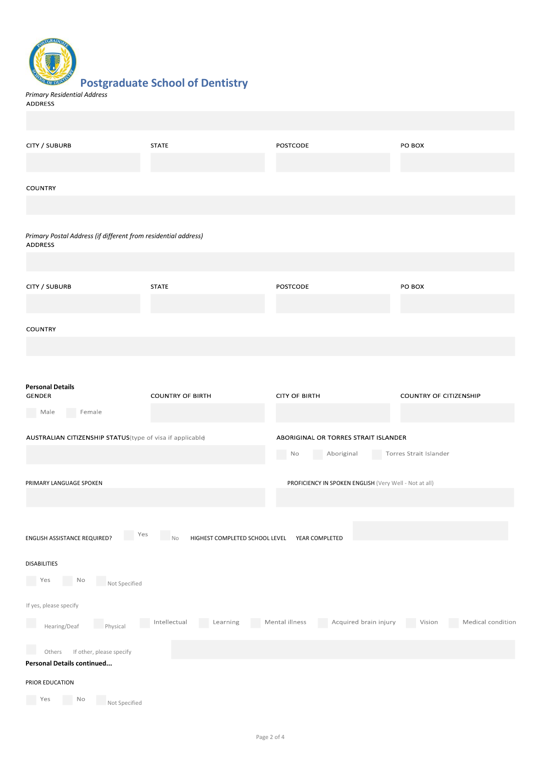## Postgraduate School of Dentistry

*Primary Residential Address*

ADDRESS

| CITY / SUBURB | STATE | POSTCODE | PO BOX |
|---|---|---|---|
| | | | |

COUNTRY

*Primary Postal Address (if different from residential address)*

ADDRESS

| CITY / SUBURB | STATE | POSTCODE | PO BOX |
|---|---|---|---|
| | | | |

COUNTRY

**Personal Details**

| GENDER | COUNTRY OF BIRTH | CITY OF BIRTH | COUNTRY OF CITIZENSHIP |
|---|---|---|---|
| Male / Female | | | |

AUSTRALIAN CITIZENSHIP STATUS (type of visa if applicable)

ABORIGINAL OR TORRES STRAIT ISLANDER

No / Aboriginal / Torres Strait Islander

PRIMARY LANGUAGE SPOKEN

PROFICIENCY IN SPOKEN ENGLISH (Very Well - Not at all)

ENGLISH ASSISTANCE REQUIRED? Yes / No

HIGHEST COMPLETED SCHOOL LEVEL

YEAR COMPLETED

DISABILITIES

Yes / No / Not Specified

If yes, please specify

Hearing/Deaf / Physical / Intellectual / Learning / Mental illness / Acquired brain injury / Vision / Medical condition

Others — If other, please specify

**Personal Details continued...**

PRIOR EDUCATION

Yes / No / Not Specified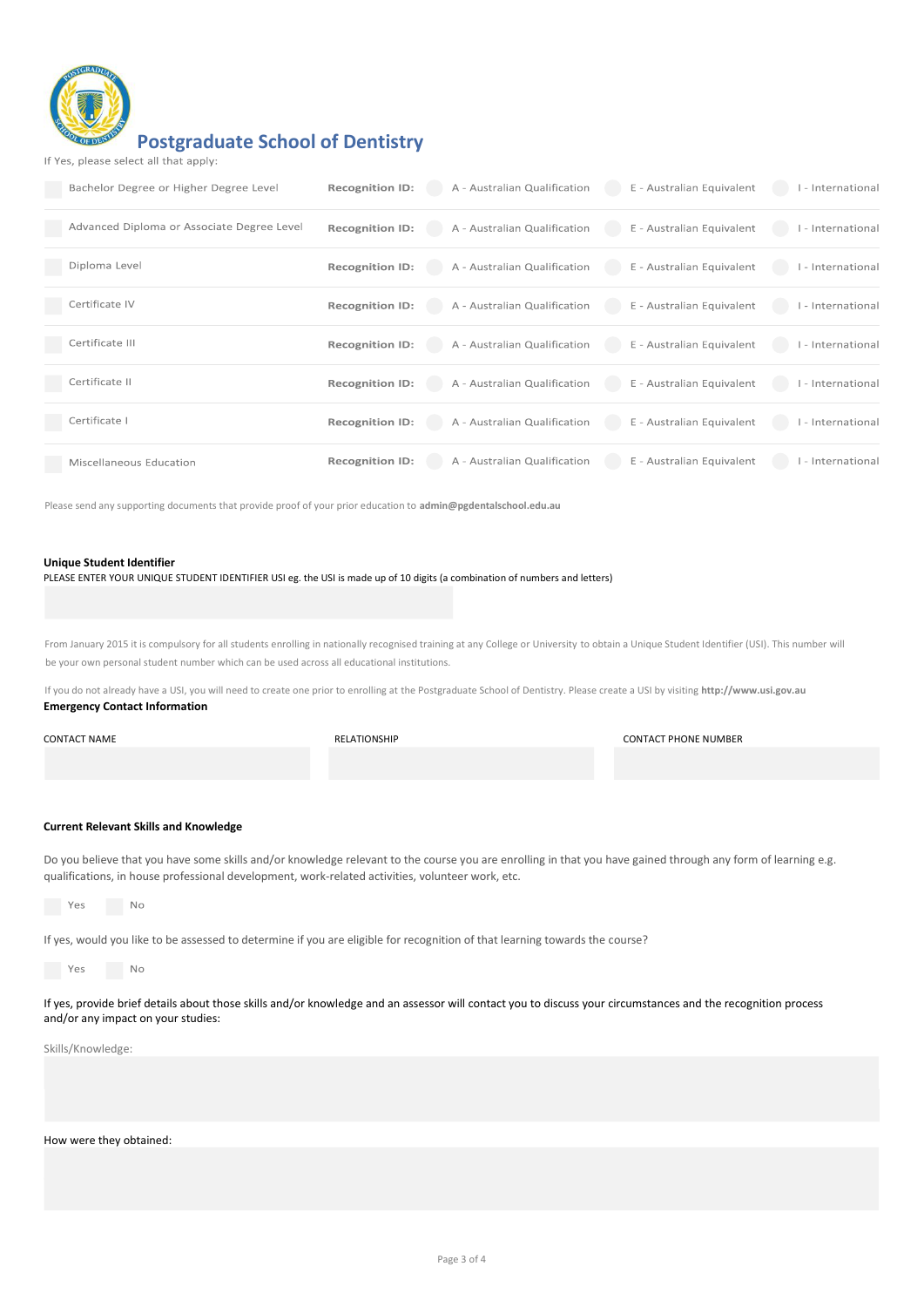# Postgraduate School of Dentistry

If Yes, please select all that apply:

| | Qualification | Recognition ID | | | |
|---|---|---|---|---|---|
| ☐ | Bachelor Degree or Higher Degree Level | **Recognition ID:** | ○ A - Australian Qualification | ○ E - Australian Equivalent | ○ I - International |
| ☐ | Advanced Diploma or Associate Degree Level | **Recognition ID:** | ○ A - Australian Qualification | ○ E - Australian Equivalent | ○ I - International |
| ☐ | Diploma Level | **Recognition ID:** | ○ A - Australian Qualification | ○ E - Australian Equivalent | ○ I - International |
| ☐ | Certificate IV | **Recognition ID:** | ○ A - Australian Qualification | ○ E - Australian Equivalent | ○ I - International |
| ☐ | Certificate III | **Recognition ID:** | ○ A - Australian Qualification | ○ E - Australian Equivalent | ○ I - International |
| ☐ | Certificate II | **Recognition ID:** | ○ A - Australian Qualification | ○ E - Australian Equivalent | ○ I - International |
| ☐ | Certificate I | **Recognition ID:** | ○ A - Australian Qualification | ○ E - Australian Equivalent | ○ I - International |
| ☐ | Miscellaneous Education | **Recognition ID:** | ○ A - Australian Qualification | ○ E - Australian Equivalent | ○ I - International |

Please send any supporting documents that provide proof of your prior education to **admin@pgdentalschool.edu.au**

**Unique Student Identifier**

PLEASE ENTER YOUR UNIQUE STUDENT IDENTIFIER USI eg. the USI is made up of 10 digits (a combination of numbers and letters)

From January 2015 it is compulsory for all students enrolling in nationally recognised training at any College or University to obtain a Unique Student Identifier (USI). This number will be your own personal student number which can be used across all educational institutions.

If you do not already have a USI, you will need to create one prior to enrolling at the Postgraduate School of Dentistry. Please create a USI by visiting **http://www.usi.gov.au**

**Emergency Contact Information**

| CONTACT NAME | RELATIONSHIP | CONTACT PHONE NUMBER |
|---|---|---|
| | | |

**Current Relevant Skills and Knowledge**

Do you believe that you have some skills and/or knowledge relevant to the course you are enrolling in that you have gained through any form of learning e.g. qualifications, in house professional development, work-related activities, volunteer work, etc.

☐ Yes ☐ No

If yes, would you like to be assessed to determine if you are eligible for recognition of that learning towards the course?

☐ Yes ☐ No

If yes, provide brief details about those skills and/or knowledge and an assessor will contact you to discuss your circumstances and the recognition process and/or any impact on your studies:

Skills/Knowledge:

How were they obtained: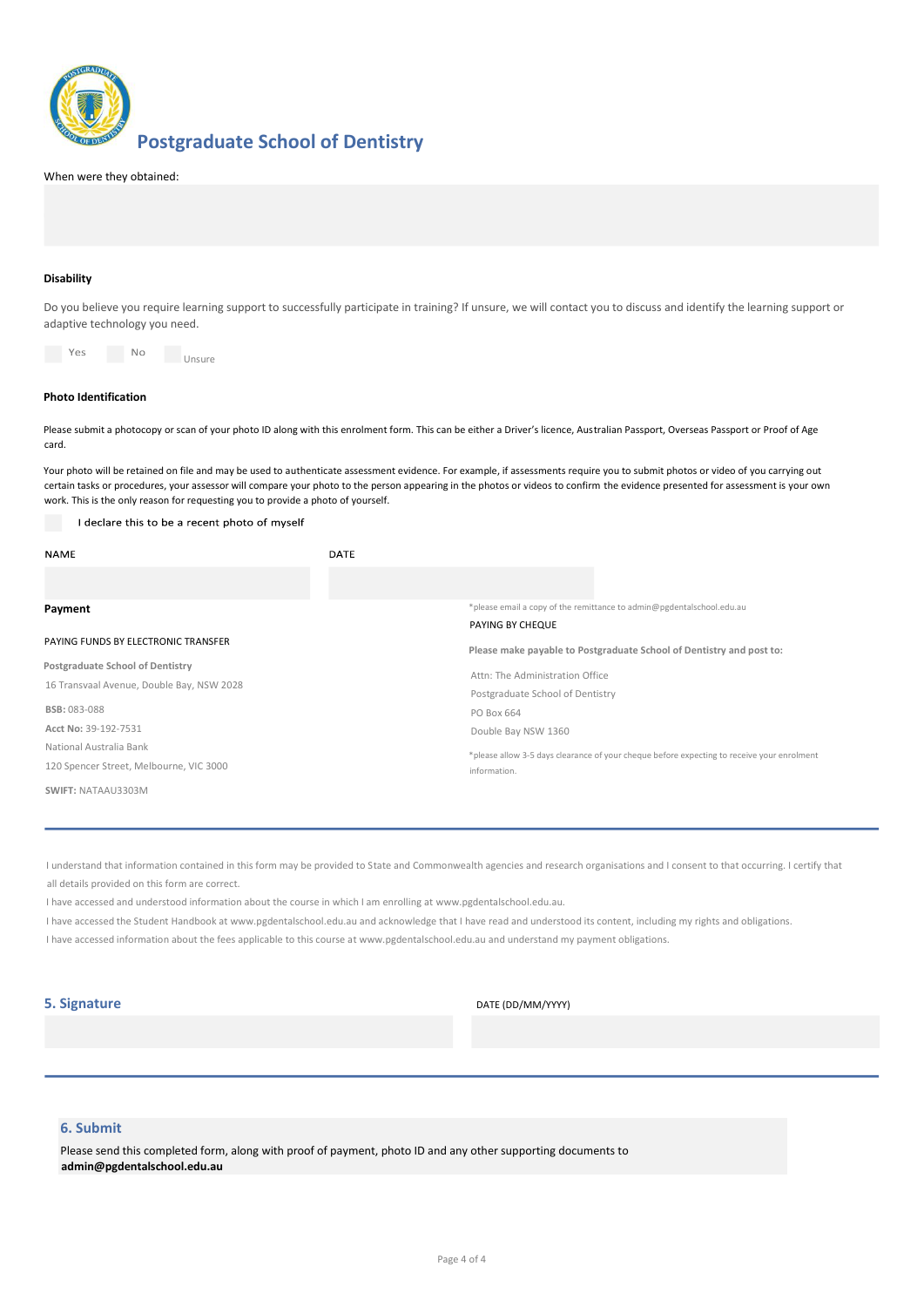# Postgraduate School of Dentistry

When were they obtained:

**Disability**

Do you believe you require learning support to successfully participate in training? If unsure, we will contact you to discuss and identify the learning support or adaptive technology you need.

Yes No Unsure

**Photo Identification**

Please submit a photocopy or scan of your photo ID along with this enrolment form. This can be either a Driver's licence, Australian Passport, Overseas Passport or Proof of Age card.

Your photo will be retained on file and may be used to authenticate assessment evidence. For example, if assessments require you to submit photos or video of you carrying out certain tasks or procedures, your assessor will compare your photo to the person appearing in the photos or videos to confirm the evidence presented for assessment is your own work. This is the only reason for requesting you to provide a photo of yourself.

I declare this to be a recent photo of myself

NAME

DATE

**Payment**

PAYING FUNDS BY ELECTRONIC TRANSFER

**Postgraduate School of Dentistry**

16 Transvaal Avenue, Double Bay, NSW 2028

**BSB:** 083-088

**Acct No:** 39-192-7531

National Australia Bank

120 Spencer Street, Melbourne, VIC 3000

**SWIFT:** NATAAU3303M

*please email a copy of the remittance to admin@pgdentalschool.edu.au

PAYING BY CHEQUE

**Please make payable to Postgraduate School of Dentistry and post to:**

Attn: The Administration Office

Postgraduate School of Dentistry

PO Box 664

Double Bay NSW 1360

*please allow 3-5 days clearance of your cheque before expecting to receive your enrolment information.

I understand that information contained in this form may be provided to State and Commonwealth agencies and research organisations and I consent to that occurring. I certify that all details provided on this form are correct.

I have accessed and understood information about the course in which I am enrolling at www.pgdentalschool.edu.au.

I have accessed the Student Handbook at www.pgdentalschool.edu.au and acknowledge that I have read and understood its content, including my rights and obligations.

I have accessed information about the fees applicable to this course at www.pgdentalschool.edu.au and understand my payment obligations.

## 5. Signature

DATE (DD/MM/YYYY)

## 6. Submit

Please send this completed form, along with proof of payment, photo ID and any other supporting documents to **admin@pgdentalschool.edu.au**